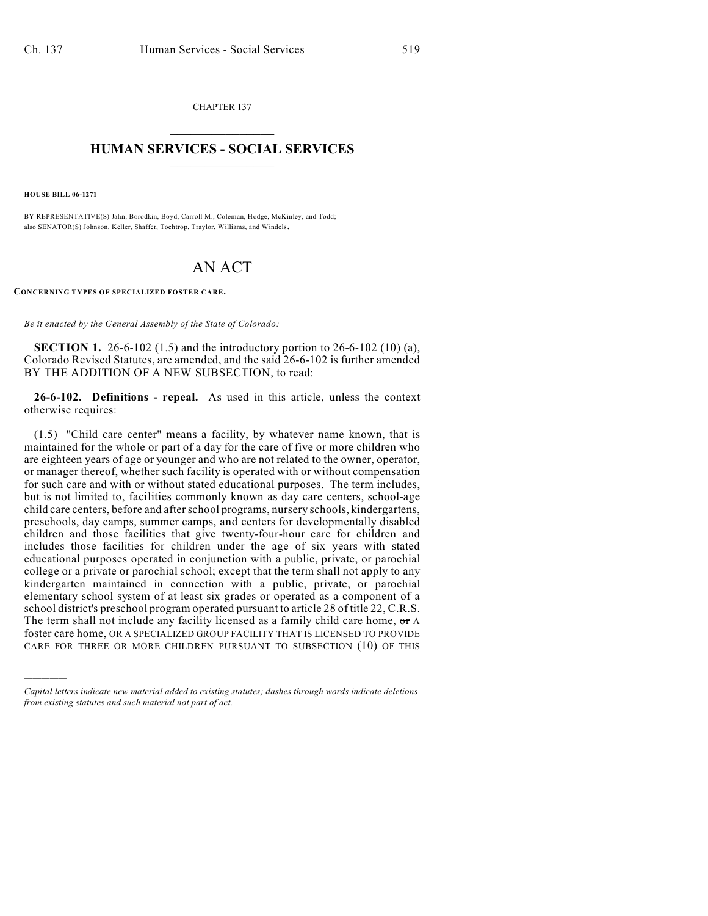CHAPTER 137

# HUMAN SERVICES - SOCIAL SERVICES

**HOUSE BILL 06-1271**

BY REPRESENTATIVE(S) Jahn, Borodkin, Boyd, Carroll M., Coleman, Hodge, McKinley, and Todd; also SENATOR(S) Johnson, Keller, Shaffer, Tochtrop, Traylor, Williams, and Windels.

# AN ACT

**CONCERNING TYPES OF SPECIALIZED FOSTER CARE.**

*Be it enacted by the General Assembly of the State of Colorado:*

**SECTION 1.** 26-6-102 (1.5) and the introductory portion to 26-6-102 (10) (a), Colorado Revised Statutes, are amended, and the said 26-6-102 is further amended BY THE ADDITION OF A NEW SUBSECTION, to read:

**26-6-102. Definitions - repeal.** As used in this article, unless the context otherwise requires:

(1.5) "Child care center" means a facility, by whatever name known, that is maintained for the whole or part of a day for the care of five or more children who are eighteen years of age or younger and who are not related to the owner, operator, or manager thereof, whether such facility is operated with or without compensation for such care and with or without stated educational purposes. The term includes, but is not limited to, facilities commonly known as day care centers, school-age child care centers, before and after school programs, nursery schools, kindergartens, preschools, day camps, summer camps, and centers for developmentally disabled children and those facilities that give twenty-four-hour care for children and includes those facilities for children under the age of six years with stated educational purposes operated in conjunction with a public, private, or parochial college or a private or parochial school; except that the term shall not apply to any kindergarten maintained in connection with a public, private, or parochial elementary school system of at least six grades or operated as a component of a school district's preschool program operated pursuant to article 28 of title 22, C.R.S. The term shall not include any facility licensed as a family child care home, ~~or~~ A foster care home, OR A SPECIALIZED GROUP FACILITY THAT IS LICENSED TO PROVIDE CARE FOR THREE OR MORE CHILDREN PURSUANT TO SUBSECTION (10) OF THIS

---

*Capital letters indicate new material added to existing statutes; dashes through words indicate deletions from existing statutes and such material not part of act.*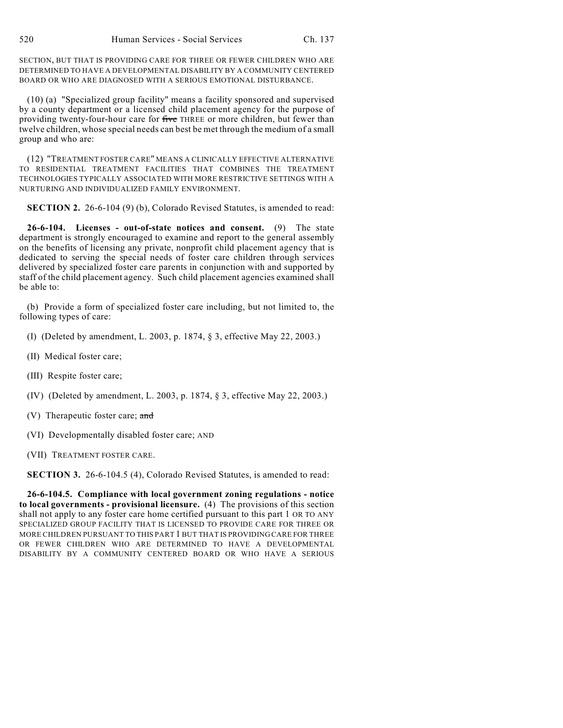SECTION, BUT THAT IS PROVIDING CARE FOR THREE OR FEWER CHILDREN WHO ARE DETERMINED TO HAVE A DEVELOPMENTAL DISABILITY BY A COMMUNITY CENTERED BOARD OR WHO ARE DIAGNOSED WITH A SERIOUS EMOTIONAL DISTURBANCE.

(10) (a) "Specialized group facility" means a facility sponsored and supervised by a county department or a licensed child placement agency for the purpose of providing twenty-four-hour care for ~~five~~ THREE or more children, but fewer than twelve children, whose special needs can best be met through the medium of a small group and who are:

(12) "TREATMENT FOSTER CARE" MEANS A CLINICALLY EFFECTIVE ALTERNATIVE TO RESIDENTIAL TREATMENT FACILITIES THAT COMBINES THE TREATMENT TECHNOLOGIES TYPICALLY ASSOCIATED WITH MORE RESTRICTIVE SETTINGS WITH A NURTURING AND INDIVIDUALIZED FAMILY ENVIRONMENT.

**SECTION 2.** 26-6-104 (9) (b), Colorado Revised Statutes, is amended to read:

**26-6-104. Licenses - out-of-state notices and consent.** (9) The state department is strongly encouraged to examine and report to the general assembly on the benefits of licensing any private, nonprofit child placement agency that is dedicated to serving the special needs of foster care children through services delivered by specialized foster care parents in conjunction with and supported by staff of the child placement agency. Such child placement agencies examined shall be able to:

(b) Provide a form of specialized foster care including, but not limited to, the following types of care:

(I) (Deleted by amendment, L. 2003, p. 1874, § 3, effective May 22, 2003.)

(II) Medical foster care;

(III) Respite foster care;

(IV) (Deleted by amendment, L. 2003, p. 1874, § 3, effective May 22, 2003.)

(V) Therapeutic foster care; ~~and~~

(VI) Developmentally disabled foster care; AND

(VII) TREATMENT FOSTER CARE.

**SECTION 3.** 26-6-104.5 (4), Colorado Revised Statutes, is amended to read:

**26-6-104.5. Compliance with local government zoning regulations - notice to local governments - provisional licensure.** (4) The provisions of this section shall not apply to any foster care home certified pursuant to this part 1 OR TO ANY SPECIALIZED GROUP FACILITY THAT IS LICENSED TO PROVIDE CARE FOR THREE OR MORE CHILDREN PURSUANT TO THIS PART 1 BUT THAT IS PROVIDING CARE FOR THREE OR FEWER CHILDREN WHO ARE DETERMINED TO HAVE A DEVELOPMENTAL DISABILITY BY A COMMUNITY CENTERED BOARD OR WHO HAVE A SERIOUS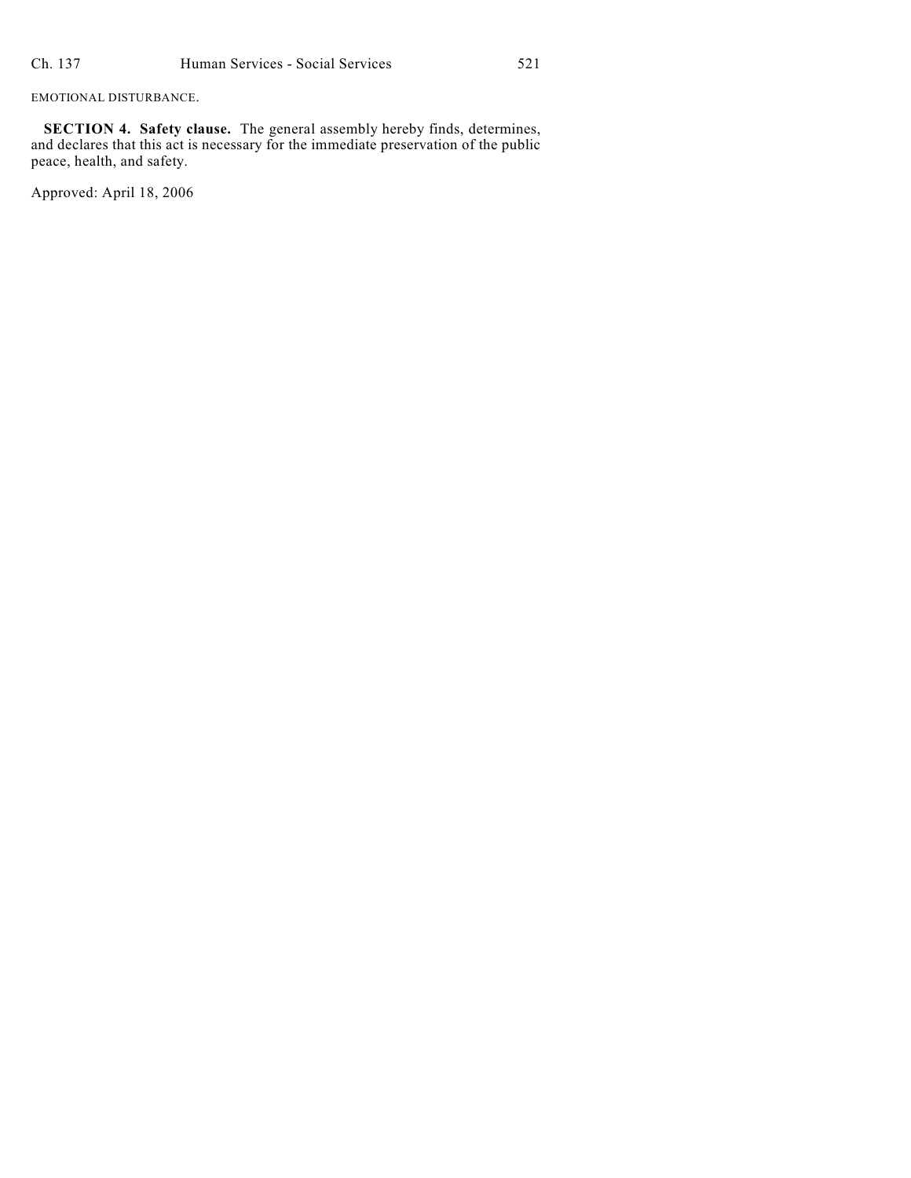EMOTIONAL DISTURBANCE.

**SECTION 4. Safety clause.** The general assembly hereby finds, determines, and declares that this act is necessary for the immediate preservation of the public peace, health, and safety.

Approved: April 18, 2006